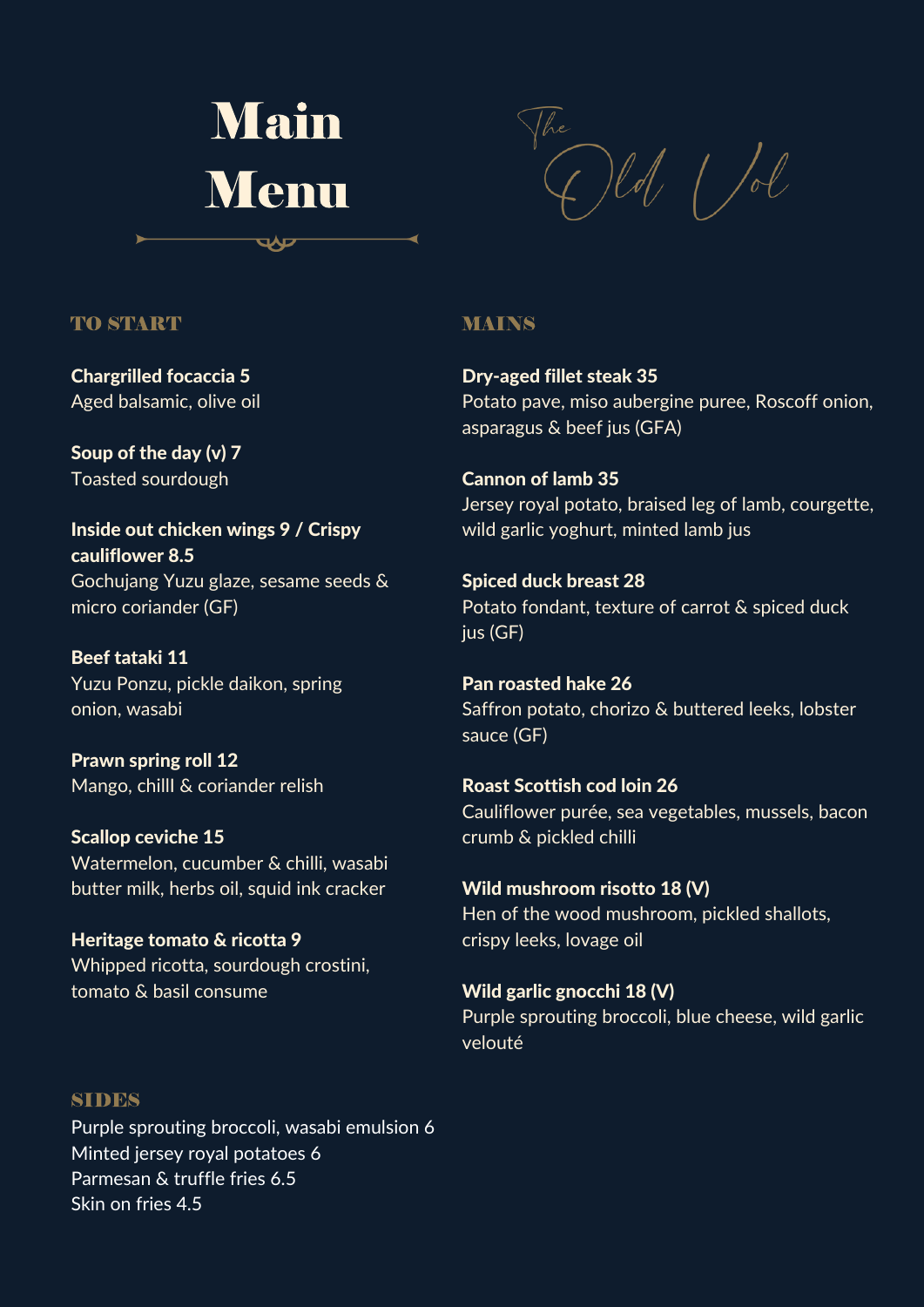# Main Menu

The Old Vol

## TO START

**Chargrilled focaccia 5**
Aged balsamic, olive oil

**Soup of the day (v) 7**
Toasted sourdough

**Inside out chicken wings 9 / Crispy cauliflower 8.5**
Gochujang Yuzu glaze, sesame seeds & micro coriander (GF)

**Beef tataki 11**
Yuzu Ponzu, pickle daikon, spring onion, wasabi

**Prawn spring roll 12**
Mango, chilll & coriander relish

**Scallop ceviche 15**
Watermelon, cucumber & chilli, wasabi butter milk, herbs oil, squid ink cracker

**Heritage tomato & ricotta 9**
Whipped ricotta, sourdough crostini, tomato & basil consume

## MAINS

**Dry-aged fillet steak 35**
Potato pave, miso aubergine puree, Roscoff onion, asparagus & beef jus (GFA)

**Cannon of lamb 35**
Jersey royal potato, braised leg of lamb, courgette, wild garlic yoghurt, minted lamb jus

**Spiced duck breast 28**
Potato fondant, texture of carrot & spiced duck jus (GF)

**Pan roasted hake 26**
Saffron potato, chorizo & buttered leeks, lobster sauce (GF)

**Roast Scottish cod loin 26**
Cauliflower purée, sea vegetables, mussels, bacon crumb & pickled chilli

**Wild mushroom risotto 18 (V)**
Hen of the wood mushroom, pickled shallots, crispy leeks, lovage oil

**Wild garlic gnocchi 18 (V)**
Purple sprouting broccoli, blue cheese, wild garlic velouté

## SIDES

Purple sprouting broccoli, wasabi emulsion 6
Minted jersey royal potatoes 6
Parmesan & truffle fries 6.5
Skin on fries 4.5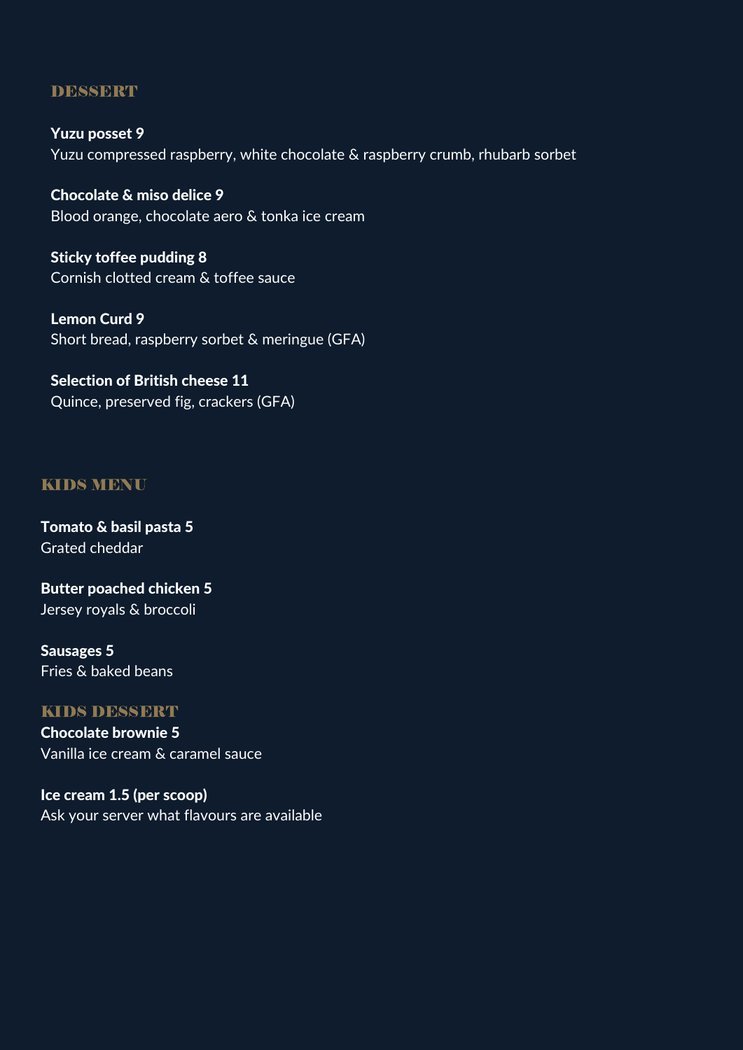## DESSERT

**Yuzu posset 9**
Yuzu compressed raspberry, white chocolate & raspberry crumb, rhubarb sorbet

**Chocolate & miso delice 9**
Blood orange, chocolate aero & tonka ice cream

**Sticky toffee pudding 8**
Cornish clotted cream & toffee sauce

**Lemon Curd 9**
Short bread, raspberry sorbet & meringue (GFA)

**Selection of British cheese 11**
Quince, preserved fig, crackers (GFA)

## KIDS MENU

**Tomato & basil pasta 5**
Grated cheddar

**Butter poached chicken 5**
Jersey royals & broccoli

**Sausages 5**
Fries & baked beans

## KIDS DESSERT

**Chocolate brownie 5**
Vanilla ice cream & caramel sauce

**Ice cream 1.5 (per scoop)**
Ask your server what flavours are available